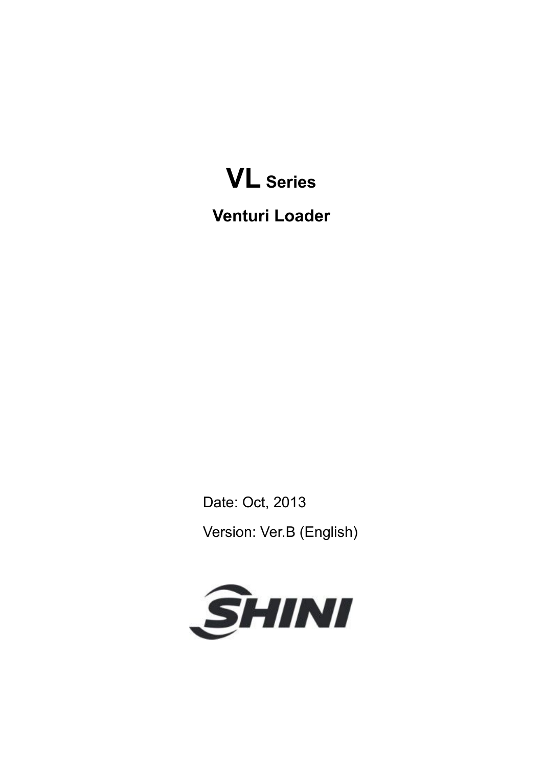# VL Series

## Venturi Loader

Date: Oct, 2013

Version: Ver.B (English)

SHINI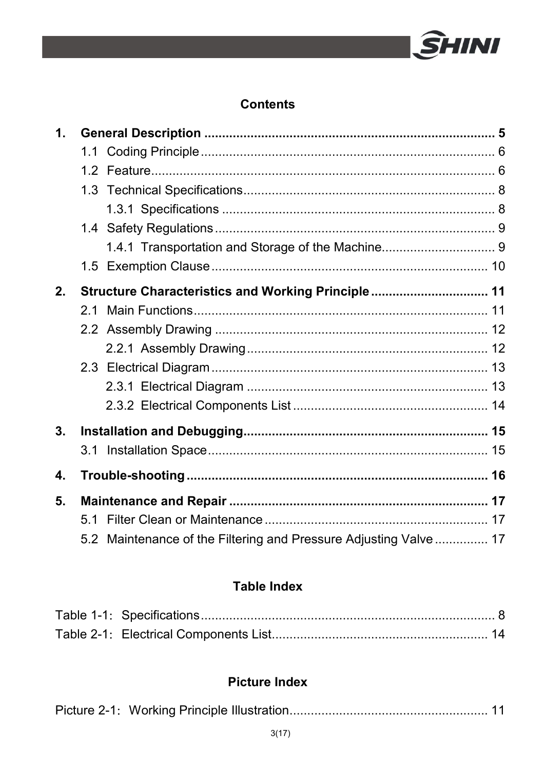## Contents

**1. General Description ........................................................................ 5**

1.1 Coding Principle ........................................................................ 6

1.2 Feature ........................................................................ 6

1.3 Technical Specifications ........................................................................ 8

1.3.1 Specifications ........................................................................ 8

1.4 Safety Regulations ........................................................................ 9

1.4.1 Transportation and Storage of the Machine ........................................................................ 9

1.5 Exemption Clause ........................................................................ 10

**2. Structure Characteristics and Working Principle ........................................................................ 11**

2.1 Main Functions ........................................................................ 11

2.2 Assembly Drawing ........................................................................ 12

2.2.1 Assembly Drawing ........................................................................ 12

2.3 Electrical Diagram ........................................................................ 13

2.3.1 Electrical Diagram ........................................................................ 13

2.3.2 Electrical Components List ........................................................................ 14

**3. Installation and Debugging ........................................................................ 15**

3.1 Installation Space ........................................................................ 15

**4. Trouble-shooting ........................................................................ 16**

**5. Maintenance and Repair ........................................................................ 17**

5.1 Filter Clean or Maintenance ........................................................................ 17

5.2 Maintenance of the Filtering and Pressure Adjusting Valve ........................................................................ 17

## Table Index

Table 1-1: Specifications ........................................................................ 8

Table 2-1: Electrical Components List ........................................................................ 14

## Picture Index

Picture 2-1: Working Principle Illustration ........................................................................ 11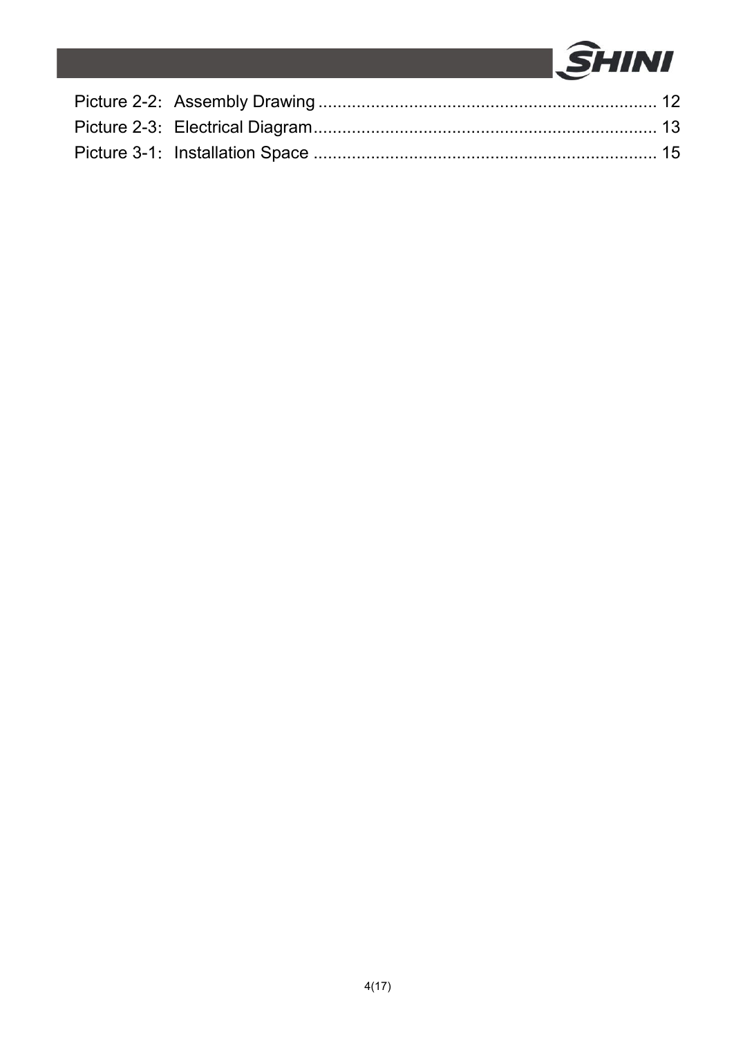Picture 2-2：Assembly Drawing ........................................................................ 12
Picture 2-3：Electrical Diagram........................................................................ 13
Picture 3-1：Installation Space ........................................................................ 15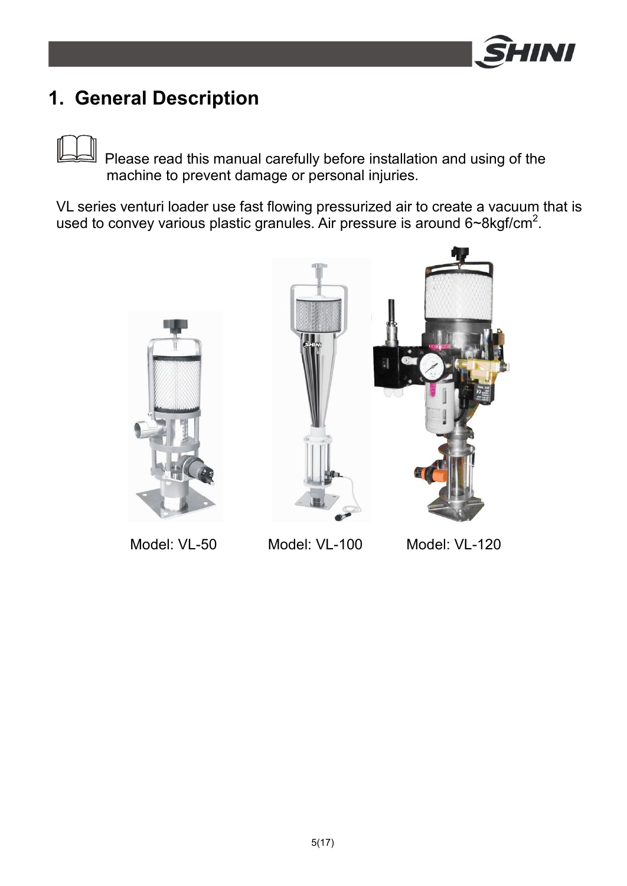# 1. General Description

Please read this manual carefully before installation and using of the machine to prevent damage or personal injuries.

VL series venturi loader use fast flowing pressurized air to create a vacuum that is used to convey various plastic granules. Air pressure is around 6~8kgf/$cm^2$.

Model: VL-50 Model: VL-100 Model: VL-120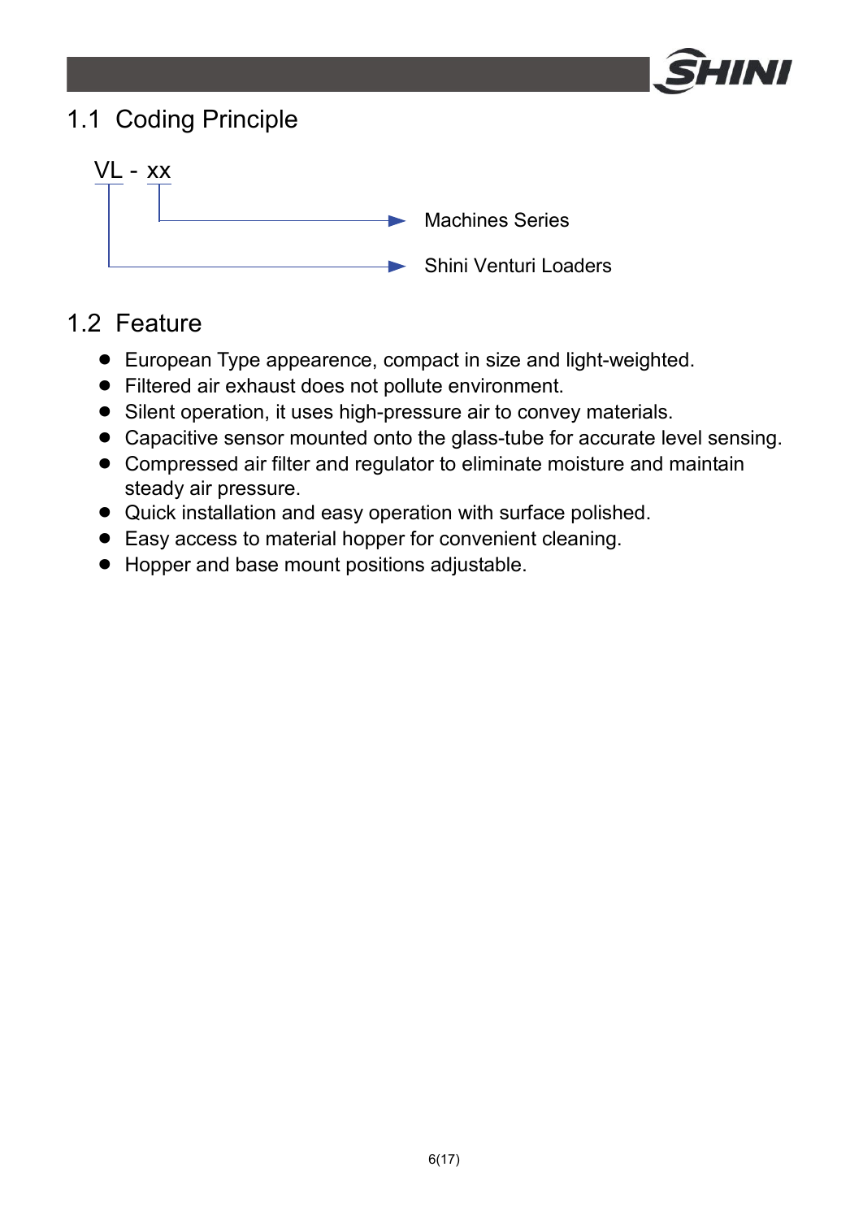## 1.1 Coding Principle

VL - xx

- xx → Machines Series
- VL → Shini Venturi Loaders

## 1.2 Feature

- European Type appearence, compact in size and light-weighted.
- Filtered air exhaust does not pollute environment.
- Silent operation, it uses high-pressure air to convey materials.
- Capacitive sensor mounted onto the glass-tube for accurate level sensing.
- Compressed air filter and regulator to eliminate moisture and maintain steady air pressure.
- Quick installation and easy operation with surface polished.
- Easy access to material hopper for convenient cleaning.
- Hopper and base mount positions adjustable.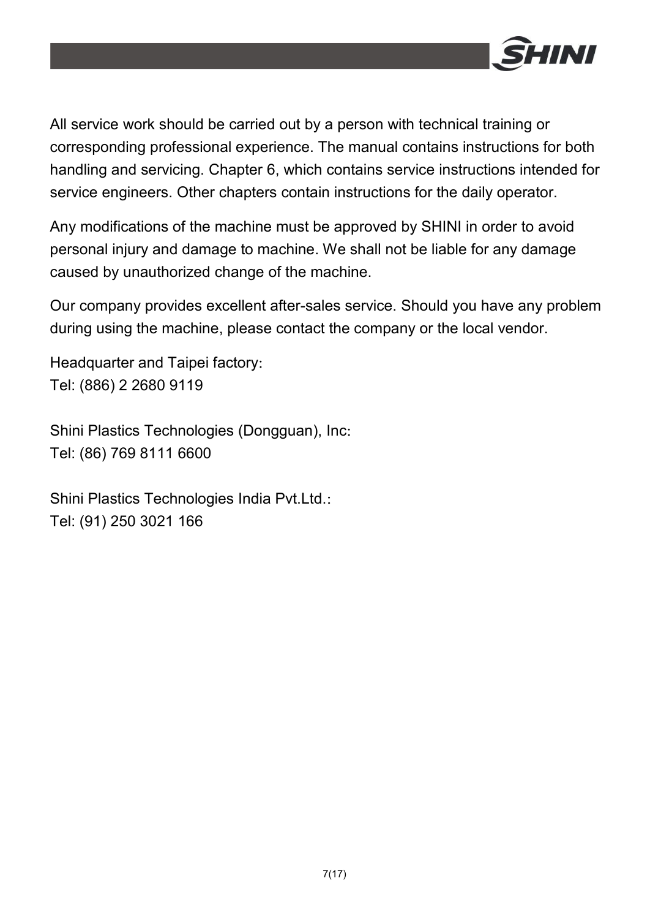All service work should be carried out by a person with technical training or corresponding professional experience. The manual contains instructions for both handling and servicing. Chapter 6, which contains service instructions intended for service engineers. Other chapters contain instructions for the daily operator.

Any modifications of the machine must be approved by SHINI in order to avoid personal injury and damage to machine. We shall not be liable for any damage caused by unauthorized change of the machine.

Our company provides excellent after-sales service. Should you have any problem during using the machine, please contact the company or the local vendor.

Headquarter and Taipei factory:
Tel: (886) 2 2680 9119

Shini Plastics Technologies (Dongguan), Inc:
Tel: (86) 769 8111 6600

Shini Plastics Technologies India Pvt.Ltd.:
Tel: (91) 250 3021 166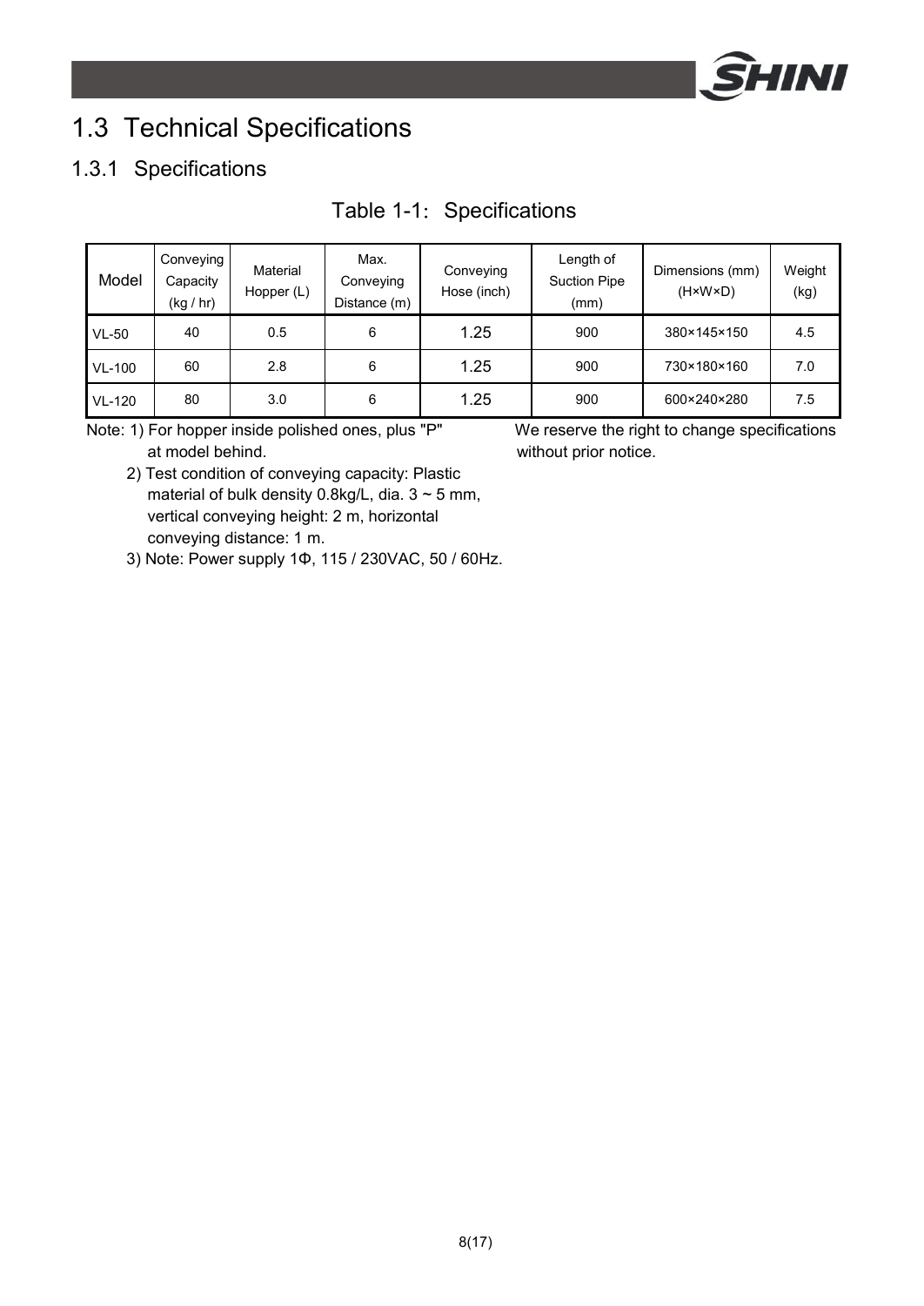## 1.3 Technical Specifications

### 1.3.1 Specifications

Table 1-1: Specifications

| Model | Conveying Capacity (kg / hr) | Material Hopper (L) | Max. Conveying Distance (m) | Conveying Hose (inch) | Length of Suction Pipe (mm) | Dimensions (mm) (H×W×D) | Weight (kg) |
|---|---|---|---|---|---|---|---|
| VL-50 | 40 | 0.5 | 6 | 1.25 | 900 | 380×145×150 | 4.5 |
| VL-100 | 60 | 2.8 | 6 | 1.25 | 900 | 730×180×160 | 7.0 |
| VL-120 | 80 | 3.0 | 6 | 1.25 | 900 | 600×240×280 | 7.5 |

Note: 1) For hopper inside polished ones, plus "P" at model behind.

2) Test condition of conveying capacity: Plastic material of bulk density 0.8kg/L, dia. 3 ~ 5 mm, vertical conveying height: 2 m, horizontal conveying distance: 1 m.

3) Note: Power supply 1Φ, 115 / 230VAC, 50 / 60Hz.

We reserve the right to change specifications without prior notice.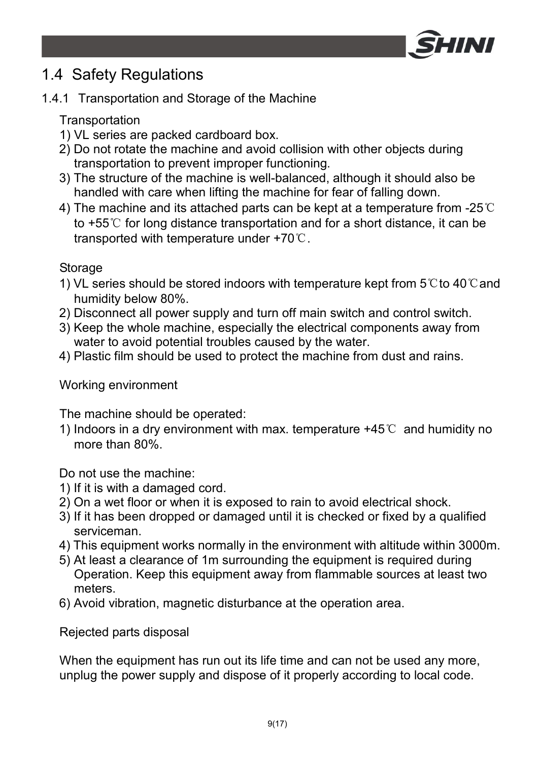## 1.4 Safety Regulations

### 1.4.1 Transportation and Storage of the Machine

Transportation

1) VL series are packed cardboard box.
2) Do not rotate the machine and avoid collision with other objects during transportation to prevent improper functioning.
3) The structure of the machine is well-balanced, although it should also be handled with care when lifting the machine for fear of falling down.
4) The machine and its attached parts can be kept at a temperature from -25℃ to +55℃ for long distance transportation and for a short distance, it can be transported with temperature under +70℃.

Storage

1) VL series should be stored indoors with temperature kept from 5℃ to 40℃ and humidity below 80%.
2) Disconnect all power supply and turn off main switch and control switch.
3) Keep the whole machine, especially the electrical components away from water to avoid potential troubles caused by the water.
4) Plastic film should be used to protect the machine from dust and rains.

Working environment

The machine should be operated:

1) Indoors in a dry environment with max. temperature +45℃ and humidity no more than 80%.

Do not use the machine:

1) If it is with a damaged cord.
2) On a wet floor or when it is exposed to rain to avoid electrical shock.
3) If it has been dropped or damaged until it is checked or fixed by a qualified serviceman.
4) This equipment works normally in the environment with altitude within 3000m.
5) At least a clearance of 1m surrounding the equipment is required during Operation. Keep this equipment away from flammable sources at least two meters.
6) Avoid vibration, magnetic disturbance at the operation area.

Rejected parts disposal

When the equipment has run out its life time and can not be used any more, unplug the power supply and dispose of it properly according to local code.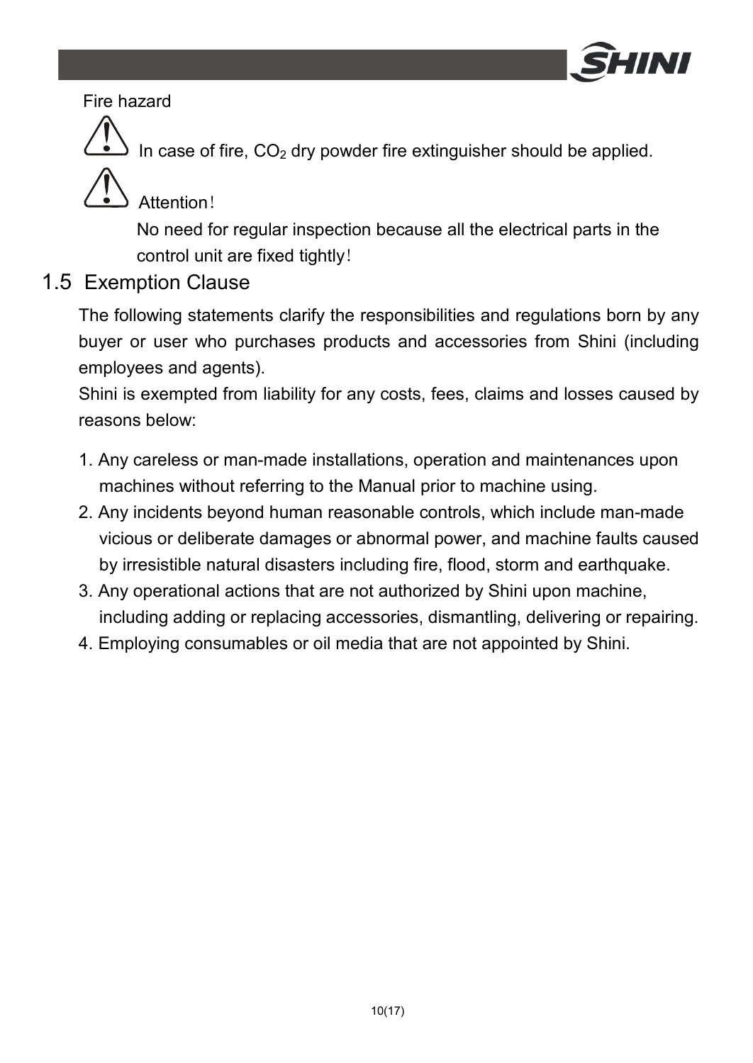Fire hazard

⚠ In case of fire, $CO_2$ dry powder fire extinguisher should be applied.

⚠ Attention！

No need for regular inspection because all the electrical parts in the control unit are fixed tightly！

## 1.5 Exemption Clause

The following statements clarify the responsibilities and regulations born by any buyer or user who purchases products and accessories from Shini (including employees and agents).

Shini is exempted from liability for any costs, fees, claims and losses caused by reasons below:

1. Any careless or man-made installations, operation and maintenances upon machines without referring to the Manual prior to machine using.
2. Any incidents beyond human reasonable controls, which include man-made vicious or deliberate damages or abnormal power, and machine faults caused by irresistible natural disasters including fire, flood, storm and earthquake.
3. Any operational actions that are not authorized by Shini upon machine, including adding or replacing accessories, dismantling, delivering or repairing.
4. Employing consumables or oil media that are not appointed by Shini.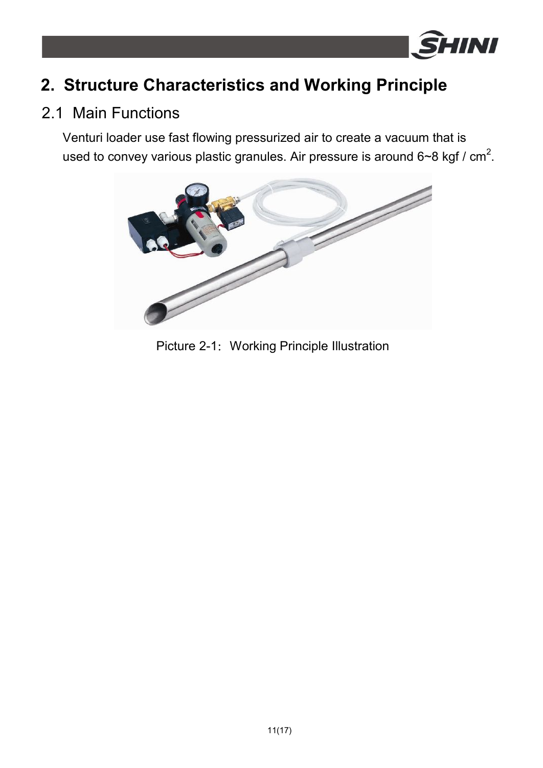# 2. Structure Characteristics and Working Principle

## 2.1 Main Functions

Venturi loader use fast flowing pressurized air to create a vacuum that is used to convey various plastic granules. Air pressure is around 6~8 kgf / $cm^2$.

Picture 2-1：Working Principle Illustration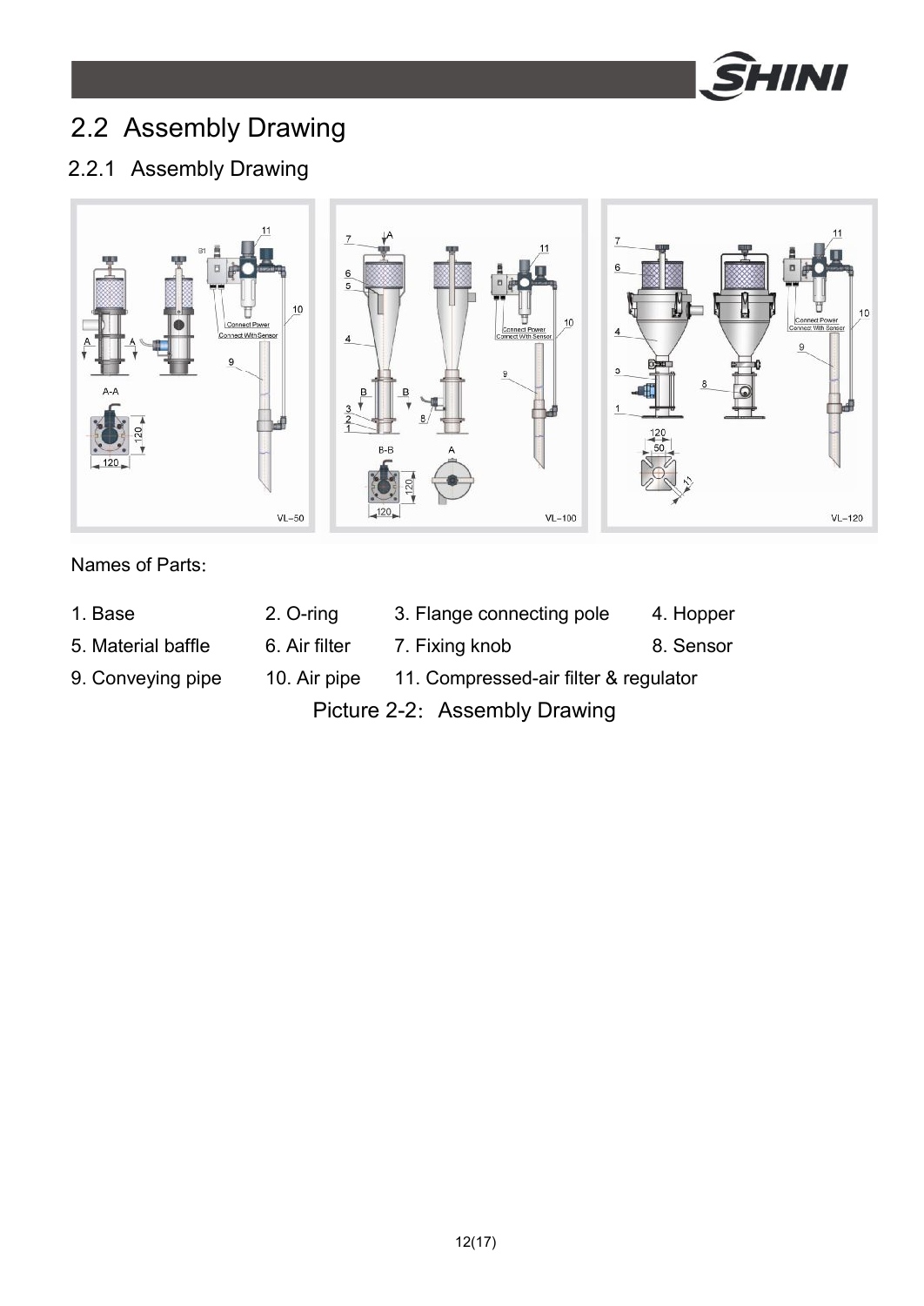## 2.2 Assembly Drawing

### 2.2.1 Assembly Drawing

Names of Parts:

| | | | |
|---|---|---|---|
| 1. Base | 2. O-ring | 3. Flange connecting pole | 4. Hopper |
| 5. Material baffle | 6. Air filter | 7. Fixing knob | 8. Sensor |
| 9. Conveying pipe | 10. Air pipe | 11. Compressed-air filter & regulator | |

Picture 2-2: Assembly Drawing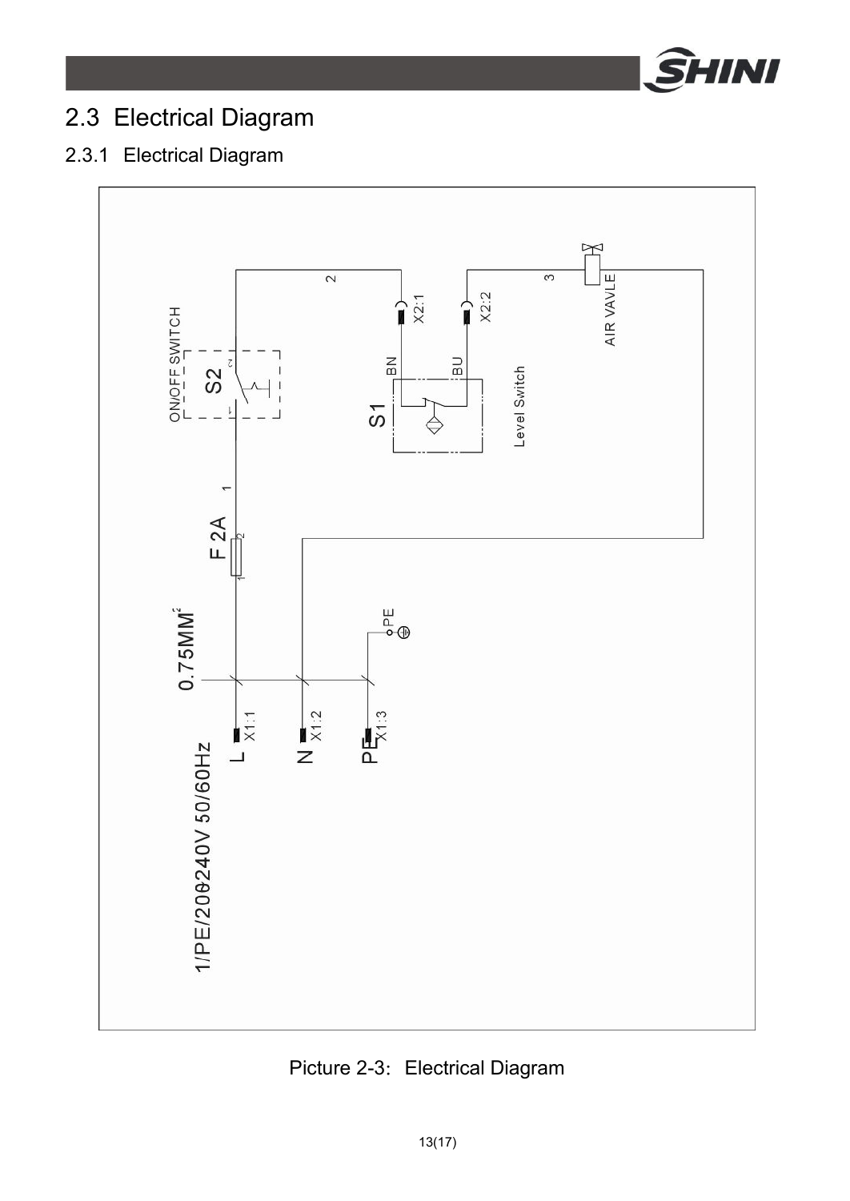## 2.3 Electrical Diagram

### 2.3.1 Electrical Diagram

Picture 2-3: Electrical Diagram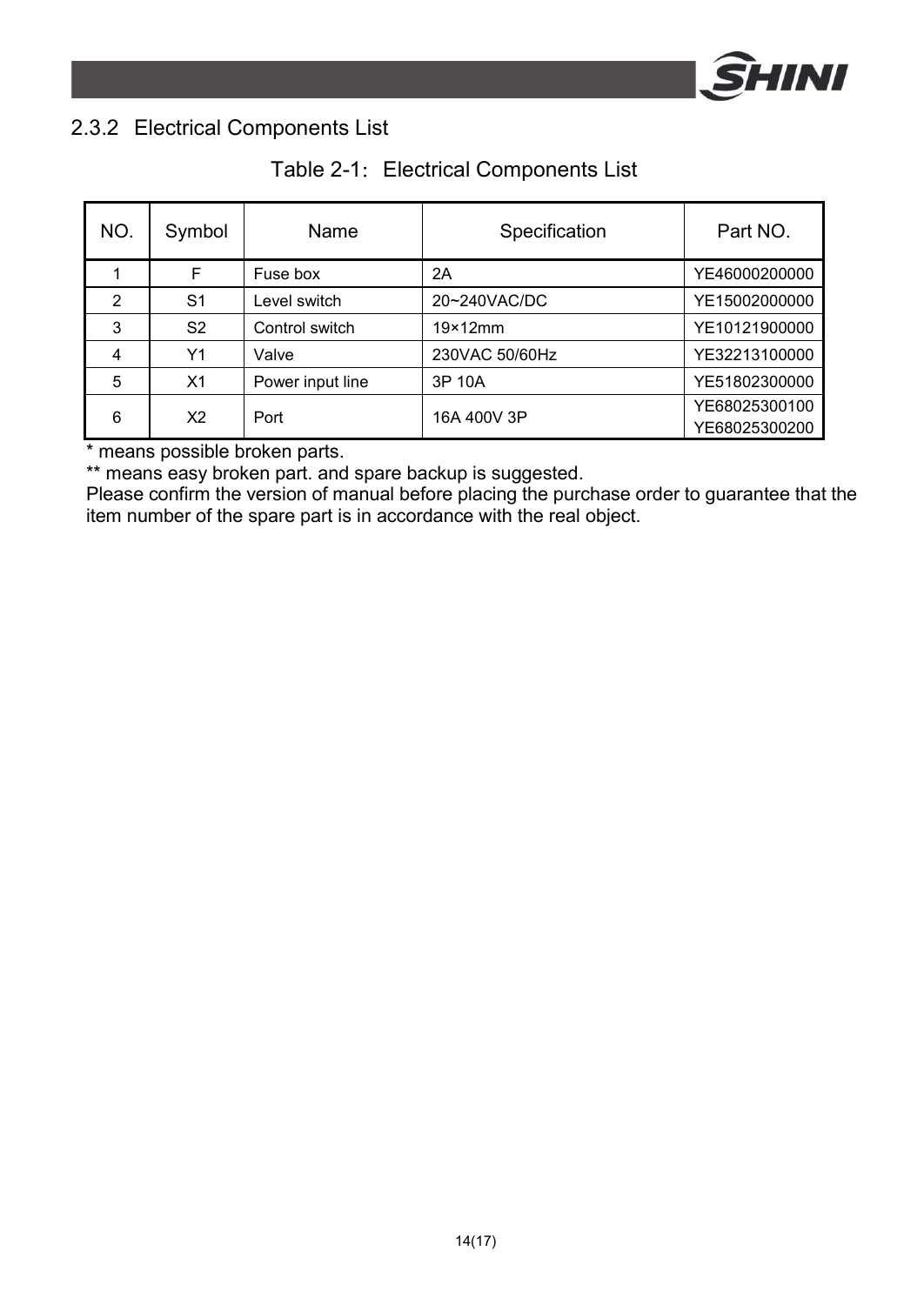### 2.3.2 Electrical Components List

Table 2-1: Electrical Components List

| NO. | Symbol | Name | Specification | Part NO. |
|---|---|---|---|---|
| 1 | F | Fuse box | 2A | YE46000200000 |
| 2 | S1 | Level switch | 20~240VAC/DC | YE15002000000 |
| 3 | S2 | Control switch | 19×12mm | YE10121900000 |
| 4 | Y1 | Valve | 230VAC 50/60Hz | YE32213100000 |
| 5 | X1 | Power input line | 3P 10A | YE51802300000 |
| 6 | X2 | Port | 16A 400V 3P | YE68025300100<br>YE68025300200 |

* means possible broken parts.

** means easy broken part. and spare backup is suggested.

Please confirm the version of manual before placing the purchase order to guarantee that the item number of the spare part is in accordance with the real object.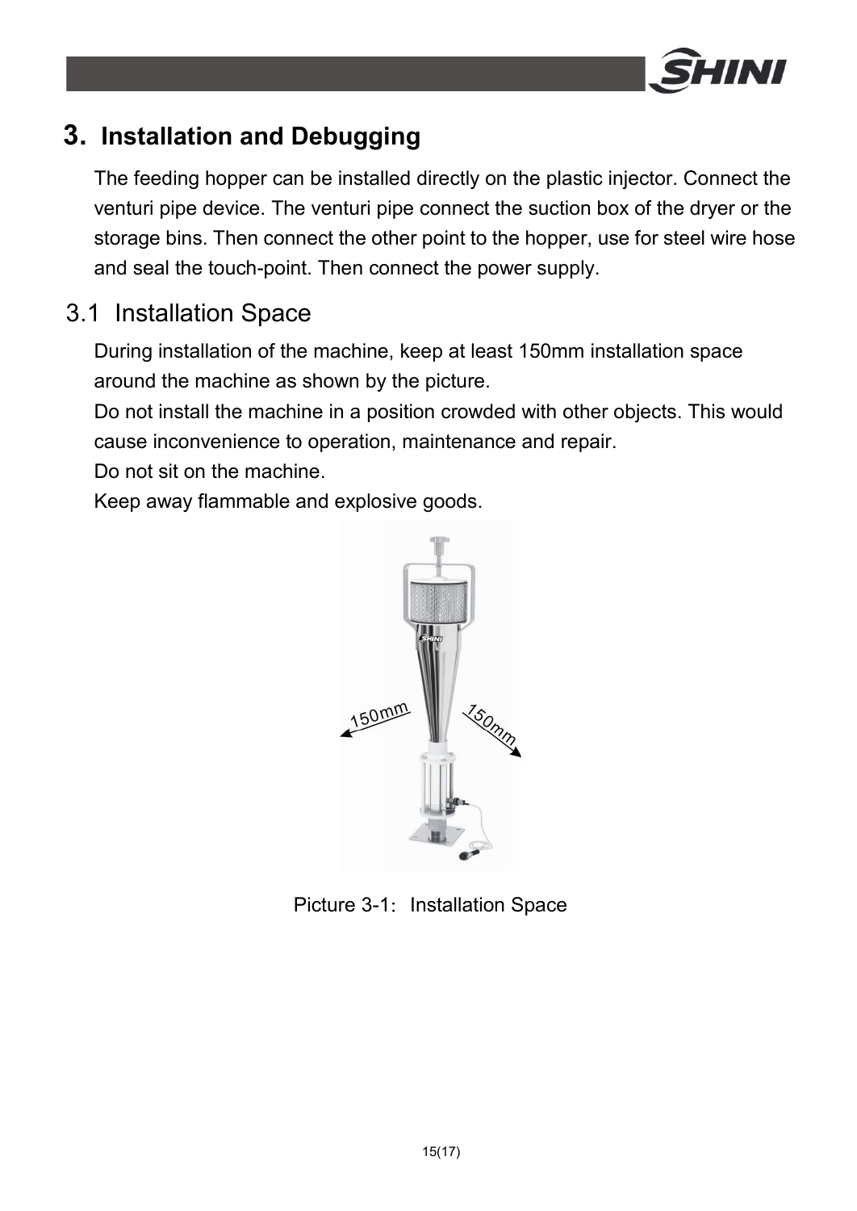# 3. Installation and Debugging

The feeding hopper can be installed directly on the plastic injector. Connect the venturi pipe device. The venturi pipe connect the suction box of the dryer or the storage bins. Then connect the other point to the hopper, use for steel wire hose and seal the touch-point. Then connect the power supply.

## 3.1 Installation Space

During installation of the machine, keep at least 150mm installation space around the machine as shown by the picture.

Do not install the machine in a position crowded with other objects. This would cause inconvenience to operation, maintenance and repair.

Do not sit on the machine.

Keep away flammable and explosive goods.

Picture 3-1: Installation Space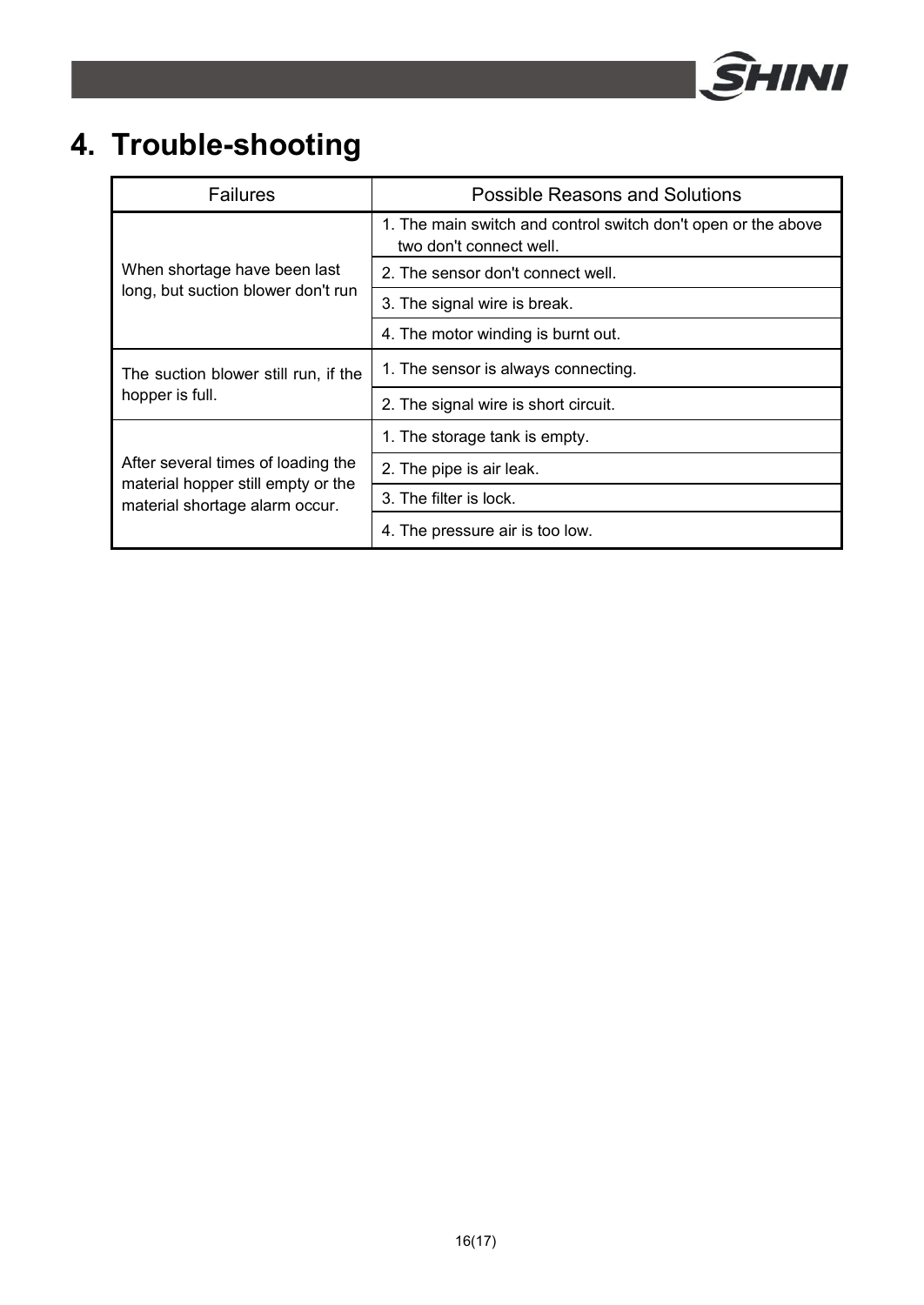# 4. Trouble-shooting

| Failures | Possible Reasons and Solutions |
|---|---|
| When shortage have been last long, but suction blower don't run | 1. The main switch and control switch don't open or the above two don't connect well. |
| | 2. The sensor don't connect well. |
| | 3. The signal wire is break. |
| | 4. The motor winding is burnt out. |
| The suction blower still run, if the hopper is full. | 1. The sensor is always connecting. |
| | 2. The signal wire is short circuit. |
| After several times of loading the material hopper still empty or the material shortage alarm occur. | 1. The storage tank is empty. |
| | 2. The pipe is air leak. |
| | 3. The filter is lock. |
| | 4. The pressure air is too low. |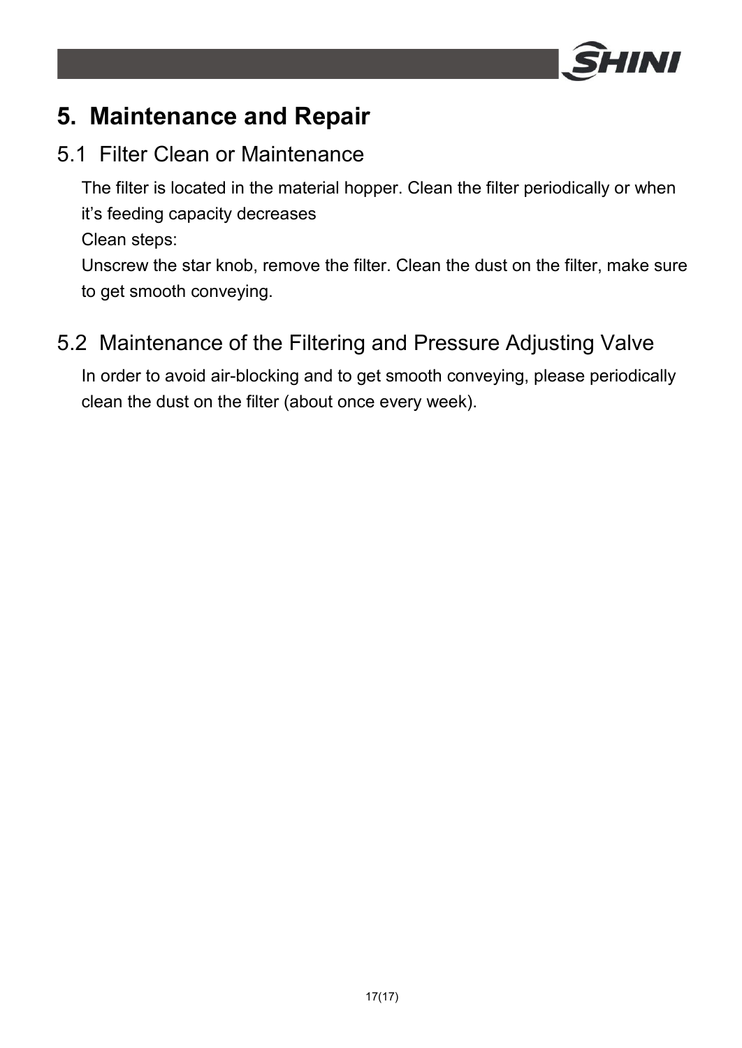# 5. Maintenance and Repair

## 5.1 Filter Clean or Maintenance

The filter is located in the material hopper. Clean the filter periodically or when it's feeding capacity decreases

Clean steps:

Unscrew the star knob, remove the filter. Clean the dust on the filter, make sure to get smooth conveying.

## 5.2 Maintenance of the Filtering and Pressure Adjusting Valve

In order to avoid air-blocking and to get smooth conveying, please periodically clean the dust on the filter (about once every week).